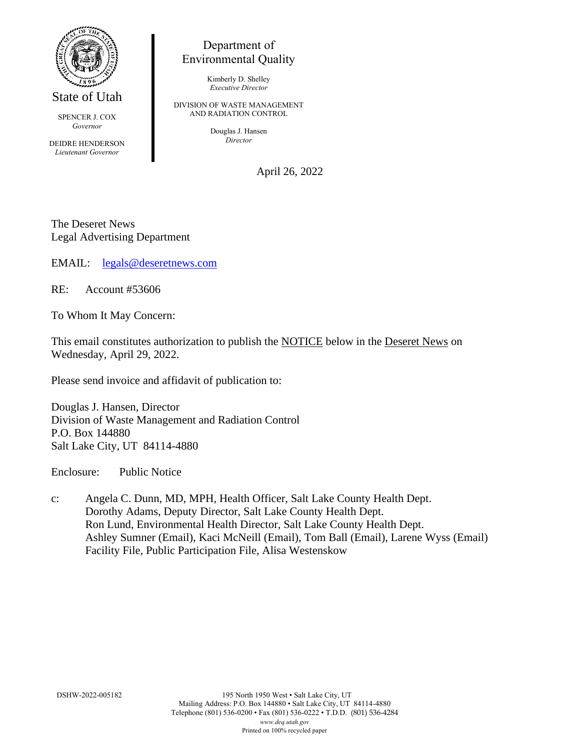State of Utah

SPENCER J. COX
*Governor*

DEIDRE HENDERSON
*Lieutenant Governor*

Department of
Environmental Quality

Kimberly D. Shelley
*Executive Director*

DIVISION OF WASTE MANAGEMENT
AND RADIATION CONTROL

Douglas J. Hansen
*Director*

April 26, 2022

The Deseret News
Legal Advertising Department

EMAIL: legals@deseretnews.com

RE: Account #53606

To Whom It May Concern:

This email constitutes authorization to publish the NOTICE below in the Deseret News on Wednesday, April 29, 2022.

Please send invoice and affidavit of publication to:

Douglas J. Hansen, Director
Division of Waste Management and Radiation Control
P.O. Box 144880
Salt Lake City, UT 84114-4880

Enclosure: Public Notice

c: Angela C. Dunn, MD, MPH, Health Officer, Salt Lake County Health Dept.
Dorothy Adams, Deputy Director, Salt Lake County Health Dept.
Ron Lund, Environmental Health Director, Salt Lake County Health Dept.
Ashley Sumner (Email), Kaci McNeill (Email), Tom Ball (Email), Larene Wyss (Email)
Facility File, Public Participation File, Alisa Westenskow

DSHW-2022-005182

195 North 1950 West • Salt Lake City, UT
Mailing Address: P.O. Box 144880 • Salt Lake City, UT 84114-4880
Telephone (801) 536-0200 • Fax (801) 536-0222 • T.D.D. (801) 536-4284
*www.deq.utah.gov*
Printed on 100% recycled paper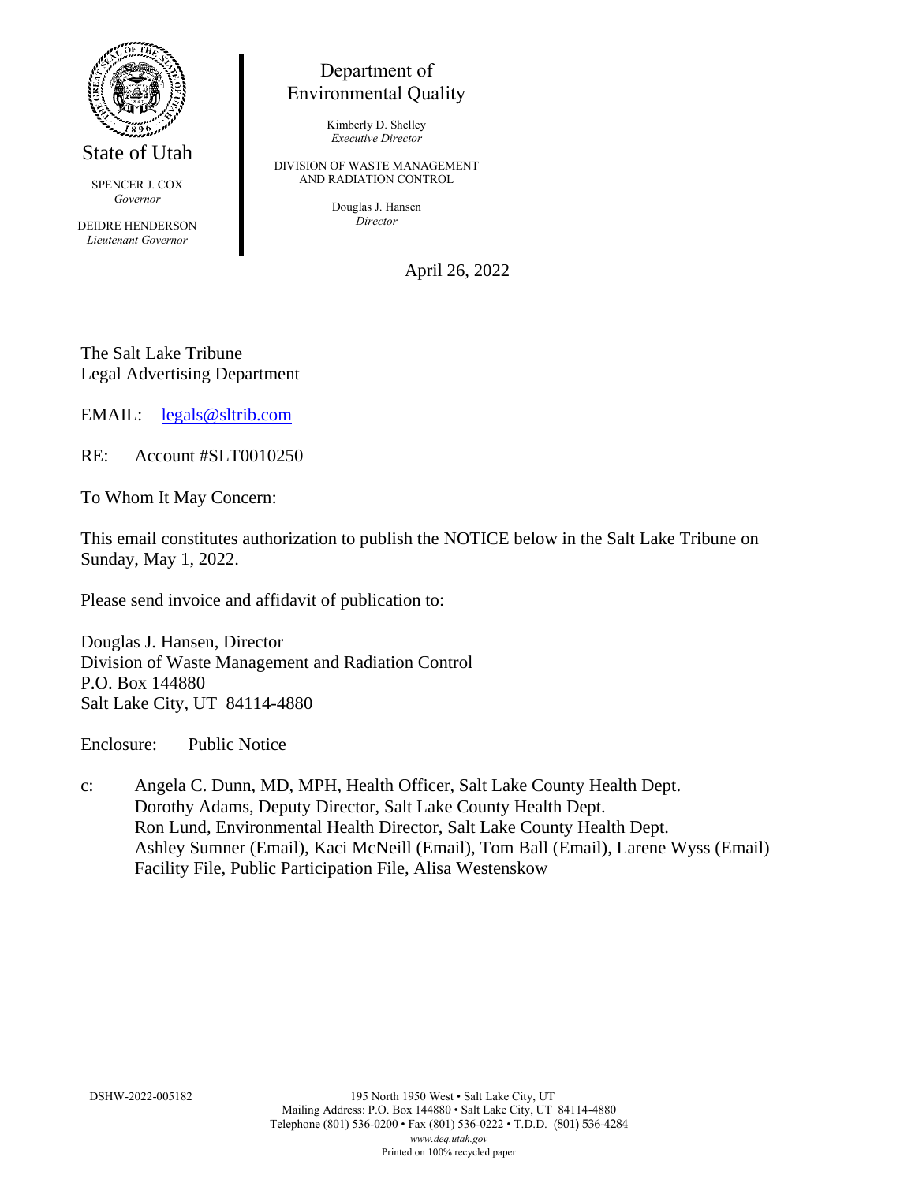State of Utah

SPENCER J. COX
*Governor*

DEIDRE HENDERSON
*Lieutenant Governor*

Department of
Environmental Quality

Kimberly D. Shelley
*Executive Director*

DIVISION OF WASTE MANAGEMENT
AND RADIATION CONTROL

Douglas J. Hansen
*Director*

April 26, 2022

The Salt Lake Tribune
Legal Advertising Department

EMAIL: legals@sltrib.com

RE: Account #SLT0010250

To Whom It May Concern:

This email constitutes authorization to publish the NOTICE below in the Salt Lake Tribune on Sunday, May 1, 2022.

Please send invoice and affidavit of publication to:

Douglas J. Hansen, Director
Division of Waste Management and Radiation Control
P.O. Box 144880
Salt Lake City, UT 84114-4880

Enclosure: Public Notice

c: Angela C. Dunn, MD, MPH, Health Officer, Salt Lake County Health Dept.
Dorothy Adams, Deputy Director, Salt Lake County Health Dept.
Ron Lund, Environmental Health Director, Salt Lake County Health Dept.
Ashley Sumner (Email), Kaci McNeill (Email), Tom Ball (Email), Larene Wyss (Email)
Facility File, Public Participation File, Alisa Westenskow

DSHW-2022-005182

195 North 1950 West • Salt Lake City, UT
Mailing Address: P.O. Box 144880 • Salt Lake City, UT 84114-4880
Telephone (801) 536-0200 • Fax (801) 536-0222 • T.D.D. (801) 536-4284
*www.deq.utah.gov*
Printed on 100% recycled paper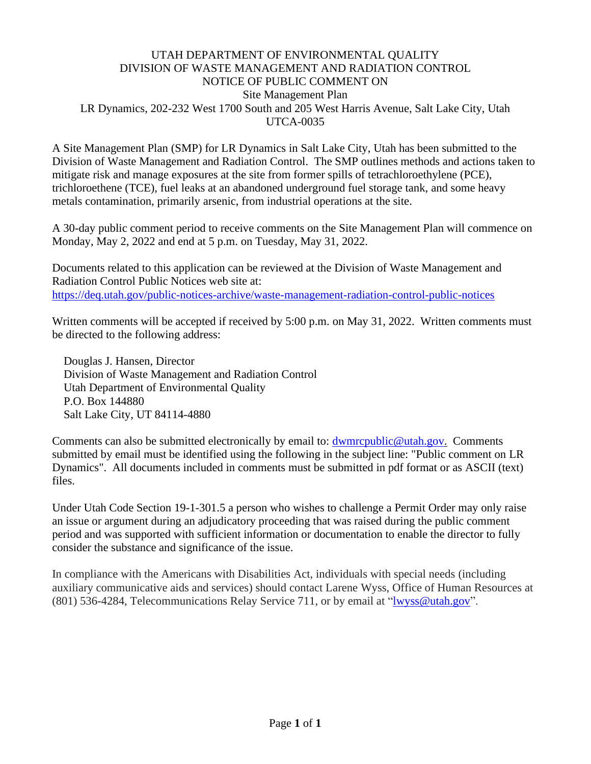# UTAH DEPARTMENT OF ENVIRONMENTAL QUALITY
# DIVISION OF WASTE MANAGEMENT AND RADIATION CONTROL
# NOTICE OF PUBLIC COMMENT ON
## Site Management Plan
## LR Dynamics, 202-232 West 1700 South and 205 West Harris Avenue, Salt Lake City, Utah
## UTCA-0035

A Site Management Plan (SMP) for LR Dynamics in Salt Lake City, Utah has been submitted to the Division of Waste Management and Radiation Control. The SMP outlines methods and actions taken to mitigate risk and manage exposures at the site from former spills of tetrachloroethylene (PCE), trichloroethene (TCE), fuel leaks at an abandoned underground fuel storage tank, and some heavy metals contamination, primarily arsenic, from industrial operations at the site.

A 30-day public comment period to receive comments on the Site Management Plan will commence on Monday, May 2, 2022 and end at 5 p.m. on Tuesday, May 31, 2022.

Documents related to this application can be reviewed at the Division of Waste Management and Radiation Control Public Notices web site at:
https://deq.utah.gov/public-notices-archive/waste-management-radiation-control-public-notices

Written comments will be accepted if received by 5:00 p.m. on May 31, 2022. Written comments must be directed to the following address:

Douglas J. Hansen, Director
Division of Waste Management and Radiation Control
Utah Department of Environmental Quality
P.O. Box 144880
Salt Lake City, UT 84114-4880

Comments can also be submitted electronically by email to: dwmrcpublic@utah.gov. Comments submitted by email must be identified using the following in the subject line: "Public comment on LR Dynamics". All documents included in comments must be submitted in pdf format or as ASCII (text) files.

Under Utah Code Section 19-1-301.5 a person who wishes to challenge a Permit Order may only raise an issue or argument during an adjudicatory proceeding that was raised during the public comment period and was supported with sufficient information or documentation to enable the director to fully consider the substance and significance of the issue.

In compliance with the Americans with Disabilities Act, individuals with special needs (including auxiliary communicative aids and services) should contact Larene Wyss, Office of Human Resources at (801) 536-4284, Telecommunications Relay Service 711, or by email at "lwyss@utah.gov".